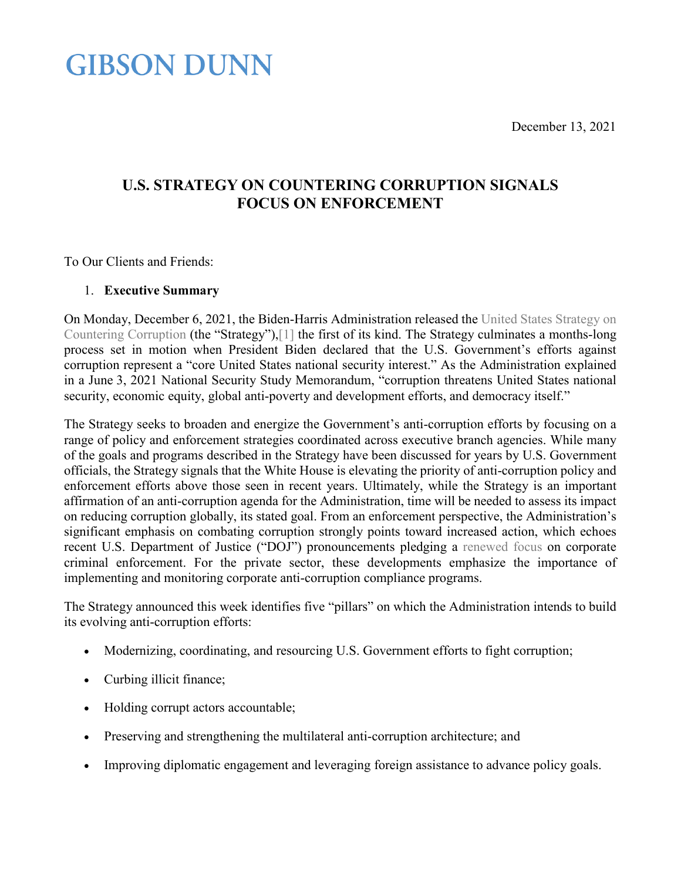GIBSON DUNN

December 13, 2021

# U.S. STRATEGY ON COUNTERING CORRUPTION SIGNALS FOCUS ON ENFORCEMENT

To Our Clients and Friends:

## 1. Executive Summary

On Monday, December 6, 2021, the Biden-Harris Administration released the United States Strategy on Countering Corruption (the "Strategy"),[1] the first of its kind. The Strategy culminates a months-long process set in motion when President Biden declared that the U.S. Government's efforts against corruption represent a "core United States national security interest." As the Administration explained in a June 3, 2021 National Security Study Memorandum, "corruption threatens United States national security, economic equity, global anti-poverty and development efforts, and democracy itself."

The Strategy seeks to broaden and energize the Government's anti-corruption efforts by focusing on a range of policy and enforcement strategies coordinated across executive branch agencies. While many of the goals and programs described in the Strategy have been discussed for years by U.S. Government officials, the Strategy signals that the White House is elevating the priority of anti-corruption policy and enforcement efforts above those seen in recent years. Ultimately, while the Strategy is an important affirmation of an anti-corruption agenda for the Administration, time will be needed to assess its impact on reducing corruption globally, its stated goal. From an enforcement perspective, the Administration's significant emphasis on combating corruption strongly points toward increased action, which echoes recent U.S. Department of Justice ("DOJ") pronouncements pledging a renewed focus on corporate criminal enforcement. For the private sector, these developments emphasize the importance of implementing and monitoring corporate anti-corruption compliance programs.

The Strategy announced this week identifies five "pillars" on which the Administration intends to build its evolving anti-corruption efforts:

- Modernizing, coordinating, and resourcing U.S. Government efforts to fight corruption;
- Curbing illicit finance;
- Holding corrupt actors accountable;
- Preserving and strengthening the multilateral anti-corruption architecture; and
- Improving diplomatic engagement and leveraging foreign assistance to advance policy goals.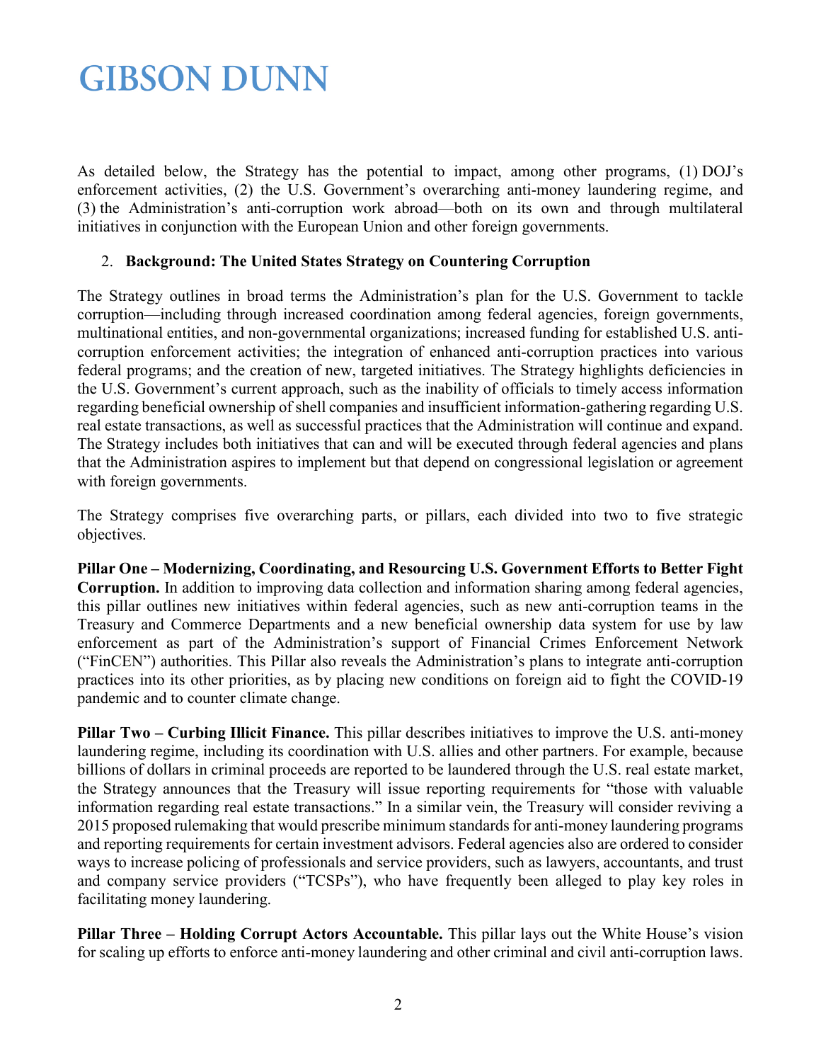As detailed below, the Strategy has the potential to impact, among other programs, (1) DOJ's enforcement activities, (2) the U.S. Government's overarching anti-money laundering regime, and (3) the Administration's anti-corruption work abroad—both on its own and through multilateral initiatives in conjunction with the European Union and other foreign governments.

## 2. Background: The United States Strategy on Countering Corruption

The Strategy outlines in broad terms the Administration's plan for the U.S. Government to tackle corruption—including through increased coordination among federal agencies, foreign governments, multinational entities, and non-governmental organizations; increased funding for established U.S. anti-corruption enforcement activities; the integration of enhanced anti-corruption practices into various federal programs; and the creation of new, targeted initiatives. The Strategy highlights deficiencies in the U.S. Government's current approach, such as the inability of officials to timely access information regarding beneficial ownership of shell companies and insufficient information-gathering regarding U.S. real estate transactions, as well as successful practices that the Administration will continue and expand. The Strategy includes both initiatives that can and will be executed through federal agencies and plans that the Administration aspires to implement but that depend on congressional legislation or agreement with foreign governments.

The Strategy comprises five overarching parts, or pillars, each divided into two to five strategic objectives.

**Pillar One – Modernizing, Coordinating, and Resourcing U.S. Government Efforts to Better Fight Corruption.** In addition to improving data collection and information sharing among federal agencies, this pillar outlines new initiatives within federal agencies, such as new anti-corruption teams in the Treasury and Commerce Departments and a new beneficial ownership data system for use by law enforcement as part of the Administration's support of Financial Crimes Enforcement Network ("FinCEN") authorities. This Pillar also reveals the Administration's plans to integrate anti-corruption practices into its other priorities, as by placing new conditions on foreign aid to fight the COVID-19 pandemic and to counter climate change.

**Pillar Two – Curbing Illicit Finance.** This pillar describes initiatives to improve the U.S. anti-money laundering regime, including its coordination with U.S. allies and other partners. For example, because billions of dollars in criminal proceeds are reported to be laundered through the U.S. real estate market, the Strategy announces that the Treasury will issue reporting requirements for "those with valuable information regarding real estate transactions." In a similar vein, the Treasury will consider reviving a 2015 proposed rulemaking that would prescribe minimum standards for anti-money laundering programs and reporting requirements for certain investment advisors. Federal agencies also are ordered to consider ways to increase policing of professionals and service providers, such as lawyers, accountants, and trust and company service providers ("TCSPs"), who have frequently been alleged to play key roles in facilitating money laundering.

**Pillar Three – Holding Corrupt Actors Accountable.** This pillar lays out the White House's vision for scaling up efforts to enforce anti-money laundering and other criminal and civil anti-corruption laws.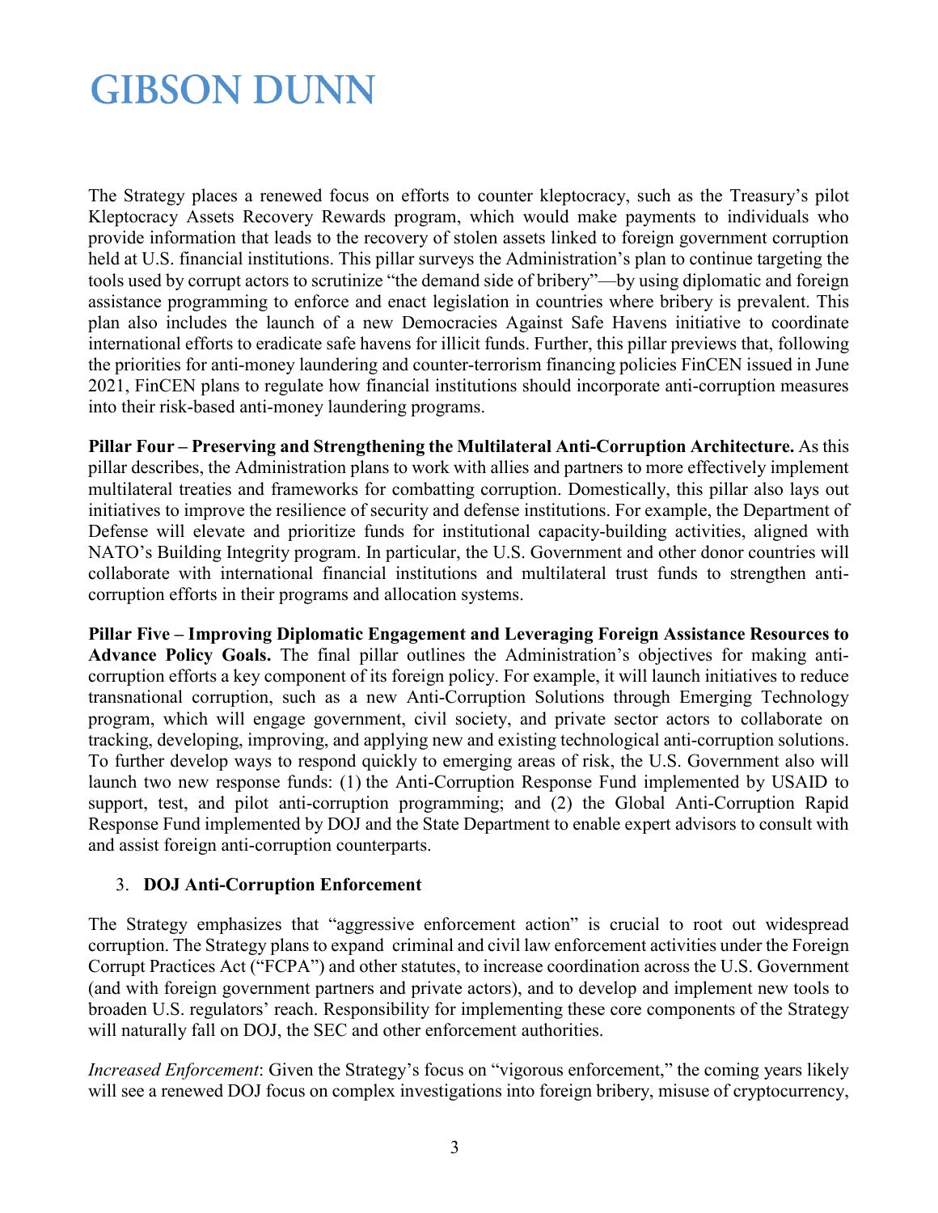The Strategy places a renewed focus on efforts to counter kleptocracy, such as the Treasury's pilot Kleptocracy Assets Recovery Rewards program, which would make payments to individuals who provide information that leads to the recovery of stolen assets linked to foreign government corruption held at U.S. financial institutions. This pillar surveys the Administration's plan to continue targeting the tools used by corrupt actors to scrutinize "the demand side of bribery"—by using diplomatic and foreign assistance programming to enforce and enact legislation in countries where bribery is prevalent. This plan also includes the launch of a new Democracies Against Safe Havens initiative to coordinate international efforts to eradicate safe havens for illicit funds. Further, this pillar previews that, following the priorities for anti-money laundering and counter-terrorism financing policies FinCEN issued in June 2021, FinCEN plans to regulate how financial institutions should incorporate anti-corruption measures into their risk-based anti-money laundering programs.

**Pillar Four – Preserving and Strengthening the Multilateral Anti-Corruption Architecture.** As this pillar describes, the Administration plans to work with allies and partners to more effectively implement multilateral treaties and frameworks for combatting corruption. Domestically, this pillar also lays out initiatives to improve the resilience of security and defense institutions. For example, the Department of Defense will elevate and prioritize funds for institutional capacity-building activities, aligned with NATO's Building Integrity program. In particular, the U.S. Government and other donor countries will collaborate with international financial institutions and multilateral trust funds to strengthen anti-corruption efforts in their programs and allocation systems.

**Pillar Five – Improving Diplomatic Engagement and Leveraging Foreign Assistance Resources to Advance Policy Goals.** The final pillar outlines the Administration's objectives for making anti-corruption efforts a key component of its foreign policy. For example, it will launch initiatives to reduce transnational corruption, such as a new Anti-Corruption Solutions through Emerging Technology program, which will engage government, civil society, and private sector actors to collaborate on tracking, developing, improving, and applying new and existing technological anti-corruption solutions. To further develop ways to respond quickly to emerging areas of risk, the U.S. Government also will launch two new response funds: (1) the Anti-Corruption Response Fund implemented by USAID to support, test, and pilot anti-corruption programming; and (2) the Global Anti-Corruption Rapid Response Fund implemented by DOJ and the State Department to enable expert advisors to consult with and assist foreign anti-corruption counterparts.

### 3. DOJ Anti-Corruption Enforcement

The Strategy emphasizes that "aggressive enforcement action" is crucial to root out widespread corruption. The Strategy plans to expand criminal and civil law enforcement activities under the Foreign Corrupt Practices Act ("FCPA") and other statutes, to increase coordination across the U.S. Government (and with foreign government partners and private actors), and to develop and implement new tools to broaden U.S. regulators' reach. Responsibility for implementing these core components of the Strategy will naturally fall on DOJ, the SEC and other enforcement authorities.

*Increased Enforcement*: Given the Strategy's focus on "vigorous enforcement," the coming years likely will see a renewed DOJ focus on complex investigations into foreign bribery, misuse of cryptocurrency,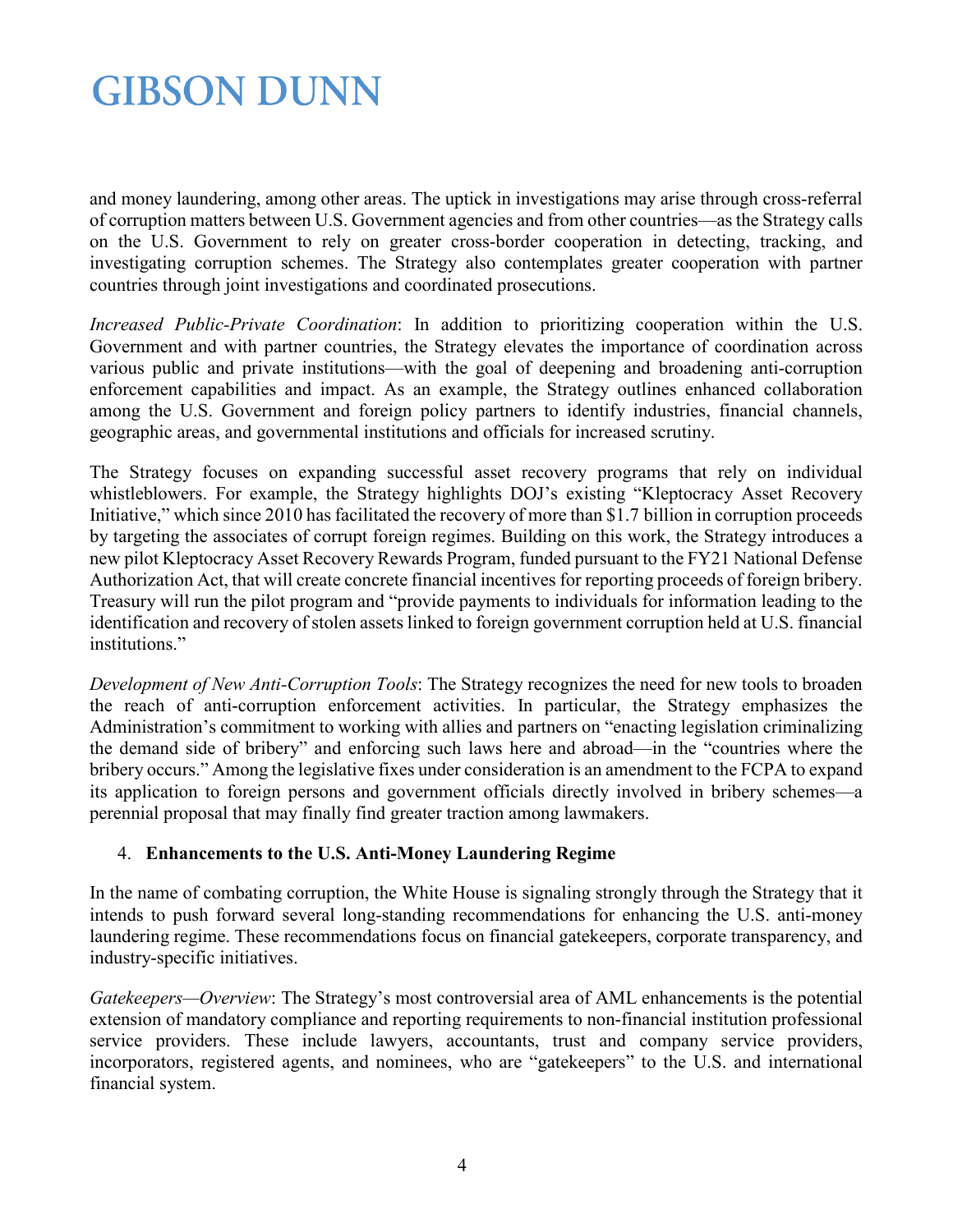and money laundering, among other areas. The uptick in investigations may arise through cross-referral of corruption matters between U.S. Government agencies and from other countries—as the Strategy calls on the U.S. Government to rely on greater cross-border cooperation in detecting, tracking, and investigating corruption schemes. The Strategy also contemplates greater cooperation with partner countries through joint investigations and coordinated prosecutions.

*Increased Public-Private Coordination*: In addition to prioritizing cooperation within the U.S. Government and with partner countries, the Strategy elevates the importance of coordination across various public and private institutions—with the goal of deepening and broadening anti-corruption enforcement capabilities and impact. As an example, the Strategy outlines enhanced collaboration among the U.S. Government and foreign policy partners to identify industries, financial channels, geographic areas, and governmental institutions and officials for increased scrutiny.

The Strategy focuses on expanding successful asset recovery programs that rely on individual whistleblowers. For example, the Strategy highlights DOJ's existing "Kleptocracy Asset Recovery Initiative," which since 2010 has facilitated the recovery of more than $1.7 billion in corruption proceeds by targeting the associates of corrupt foreign regimes. Building on this work, the Strategy introduces a new pilot Kleptocracy Asset Recovery Rewards Program, funded pursuant to the FY21 National Defense Authorization Act, that will create concrete financial incentives for reporting proceeds of foreign bribery. Treasury will run the pilot program and "provide payments to individuals for information leading to the identification and recovery of stolen assets linked to foreign government corruption held at U.S. financial institutions."

*Development of New Anti-Corruption Tools*: The Strategy recognizes the need for new tools to broaden the reach of anti-corruption enforcement activities. In particular, the Strategy emphasizes the Administration's commitment to working with allies and partners on "enacting legislation criminalizing the demand side of bribery" and enforcing such laws here and abroad—in the "countries where the bribery occurs." Among the legislative fixes under consideration is an amendment to the FCPA to expand its application to foreign persons and government officials directly involved in bribery schemes—a perennial proposal that may finally find greater traction among lawmakers.

4. **Enhancements to the U.S. Anti-Money Laundering Regime**

In the name of combating corruption, the White House is signaling strongly through the Strategy that it intends to push forward several long-standing recommendations for enhancing the U.S. anti-money laundering regime. These recommendations focus on financial gatekeepers, corporate transparency, and industry-specific initiatives.

*Gatekeepers—Overview*: The Strategy's most controversial area of AML enhancements is the potential extension of mandatory compliance and reporting requirements to non-financial institution professional service providers. These include lawyers, accountants, trust and company service providers, incorporators, registered agents, and nominees, who are "gatekeepers" to the U.S. and international financial system.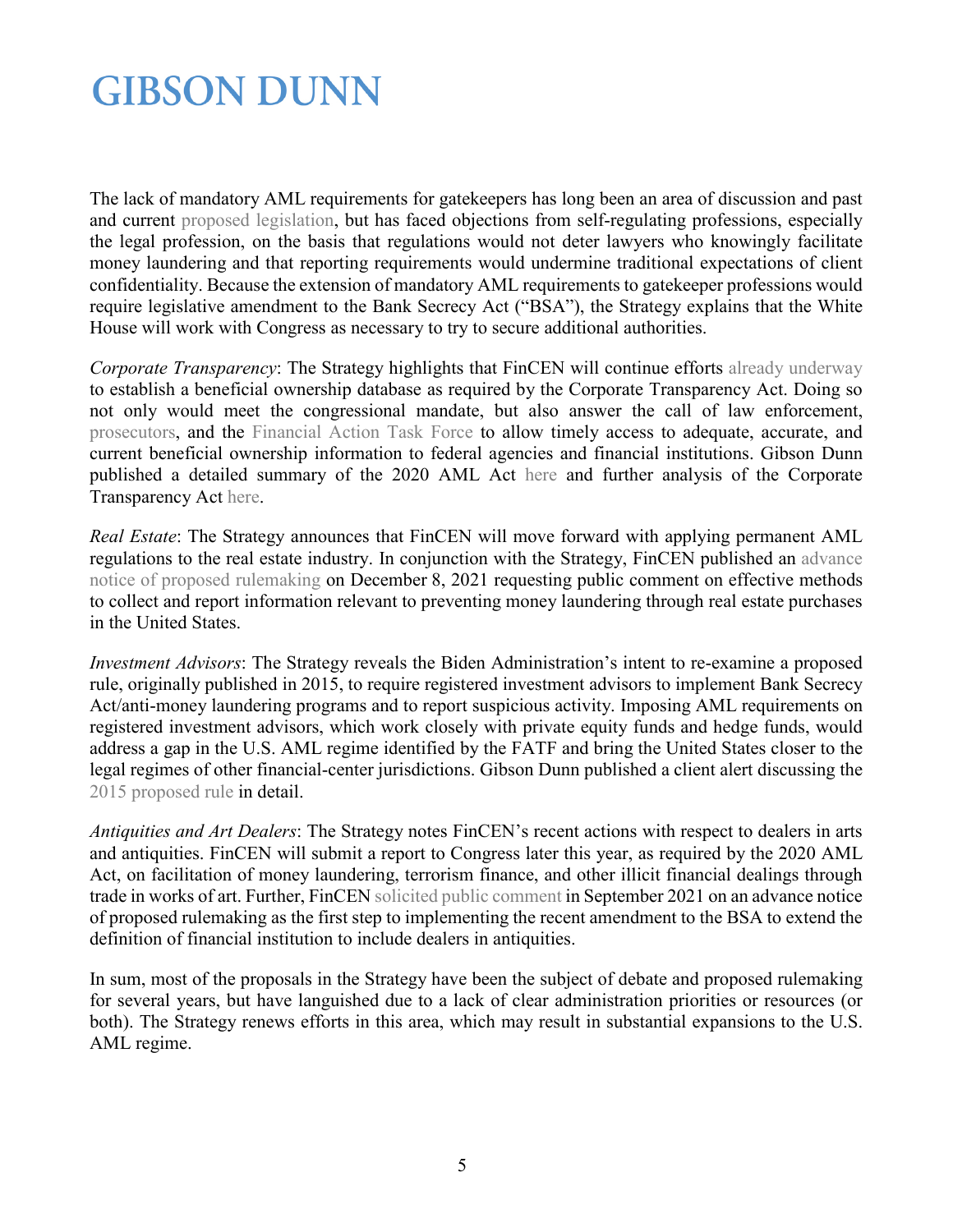The lack of mandatory AML requirements for gatekeepers has long been an area of discussion and past and current proposed legislation, but has faced objections from self-regulating professions, especially the legal profession, on the basis that regulations would not deter lawyers who knowingly facilitate money laundering and that reporting requirements would undermine traditional expectations of client confidentiality. Because the extension of mandatory AML requirements to gatekeeper professions would require legislative amendment to the Bank Secrecy Act ("BSA"), the Strategy explains that the White House will work with Congress as necessary to try to secure additional authorities.

*Corporate Transparency*: The Strategy highlights that FinCEN will continue efforts already underway to establish a beneficial ownership database as required by the Corporate Transparency Act. Doing so not only would meet the congressional mandate, but also answer the call of law enforcement, prosecutors, and the Financial Action Task Force to allow timely access to adequate, accurate, and current beneficial ownership information to federal agencies and financial institutions. Gibson Dunn published a detailed summary of the 2020 AML Act here and further analysis of the Corporate Transparency Act here.

*Real Estate*: The Strategy announces that FinCEN will move forward with applying permanent AML regulations to the real estate industry. In conjunction with the Strategy, FinCEN published an advance notice of proposed rulemaking on December 8, 2021 requesting public comment on effective methods to collect and report information relevant to preventing money laundering through real estate purchases in the United States.

*Investment Advisors*: The Strategy reveals the Biden Administration's intent to re-examine a proposed rule, originally published in 2015, to require registered investment advisors to implement Bank Secrecy Act/anti-money laundering programs and to report suspicious activity. Imposing AML requirements on registered investment advisors, which work closely with private equity funds and hedge funds, would address a gap in the U.S. AML regime identified by the FATF and bring the United States closer to the legal regimes of other financial-center jurisdictions. Gibson Dunn published a client alert discussing the 2015 proposed rule in detail.

*Antiquities and Art Dealers*: The Strategy notes FinCEN's recent actions with respect to dealers in arts and antiquities. FinCEN will submit a report to Congress later this year, as required by the 2020 AML Act, on facilitation of money laundering, terrorism finance, and other illicit financial dealings through trade in works of art. Further, FinCEN solicited public comment in September 2021 on an advance notice of proposed rulemaking as the first step to implementing the recent amendment to the BSA to extend the definition of financial institution to include dealers in antiquities.

In sum, most of the proposals in the Strategy have been the subject of debate and proposed rulemaking for several years, but have languished due to a lack of clear administration priorities or resources (or both). The Strategy renews efforts in this area, which may result in substantial expansions to the U.S. AML regime.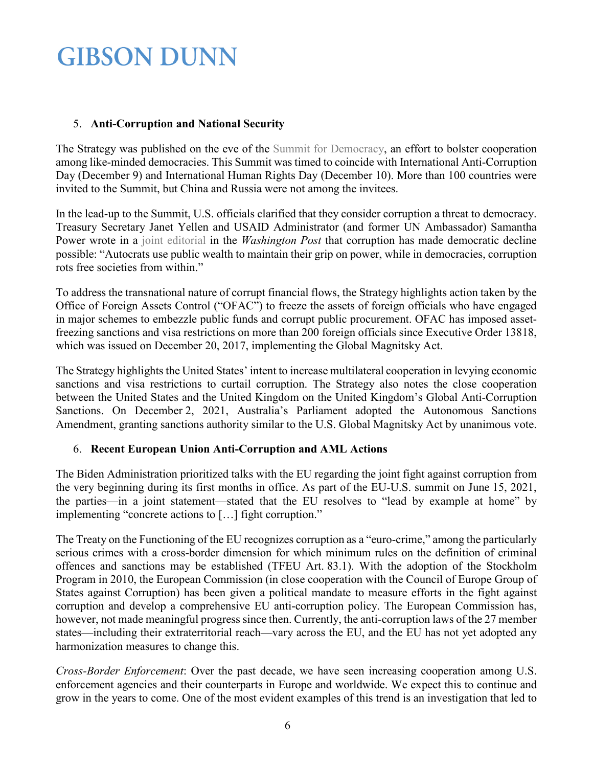5. **Anti-Corruption and National Security**

The Strategy was published on the eve of the Summit for Democracy, an effort to bolster cooperation among like-minded democracies. This Summit was timed to coincide with International Anti-Corruption Day (December 9) and International Human Rights Day (December 10). More than 100 countries were invited to the Summit, but China and Russia were not among the invitees.

In the lead-up to the Summit, U.S. officials clarified that they consider corruption a threat to democracy. Treasury Secretary Janet Yellen and USAID Administrator (and former UN Ambassador) Samantha Power wrote in a joint editorial in the *Washington Post* that corruption has made democratic decline possible: "Autocrats use public wealth to maintain their grip on power, while in democracies, corruption rots free societies from within."

To address the transnational nature of corrupt financial flows, the Strategy highlights action taken by the Office of Foreign Assets Control ("OFAC") to freeze the assets of foreign officials who have engaged in major schemes to embezzle public funds and corrupt public procurement. OFAC has imposed asset-freezing sanctions and visa restrictions on more than 200 foreign officials since Executive Order 13818, which was issued on December 20, 2017, implementing the Global Magnitsky Act.

The Strategy highlights the United States' intent to increase multilateral cooperation in levying economic sanctions and visa restrictions to curtail corruption. The Strategy also notes the close cooperation between the United States and the United Kingdom on the United Kingdom's Global Anti-Corruption Sanctions. On December 2, 2021, Australia's Parliament adopted the Autonomous Sanctions Amendment, granting sanctions authority similar to the U.S. Global Magnitsky Act by unanimous vote.

6. **Recent European Union Anti-Corruption and AML Actions**

The Biden Administration prioritized talks with the EU regarding the joint fight against corruption from the very beginning during its first months in office. As part of the EU-U.S. summit on June 15, 2021, the parties—in a joint statement—stated that the EU resolves to "lead by example at home" by implementing "concrete actions to […] fight corruption."

The Treaty on the Functioning of the EU recognizes corruption as a "euro-crime," among the particularly serious crimes with a cross-border dimension for which minimum rules on the definition of criminal offences and sanctions may be established (TFEU Art. 83.1). With the adoption of the Stockholm Program in 2010, the European Commission (in close cooperation with the Council of Europe Group of States against Corruption) has been given a political mandate to measure efforts in the fight against corruption and develop a comprehensive EU anti-corruption policy. The European Commission has, however, not made meaningful progress since then. Currently, the anti-corruption laws of the 27 member states—including their extraterritorial reach—vary across the EU, and the EU has not yet adopted any harmonization measures to change this.

*Cross-Border Enforcement*: Over the past decade, we have seen increasing cooperation among U.S. enforcement agencies and their counterparts in Europe and worldwide. We expect this to continue and grow in the years to come. One of the most evident examples of this trend is an investigation that led to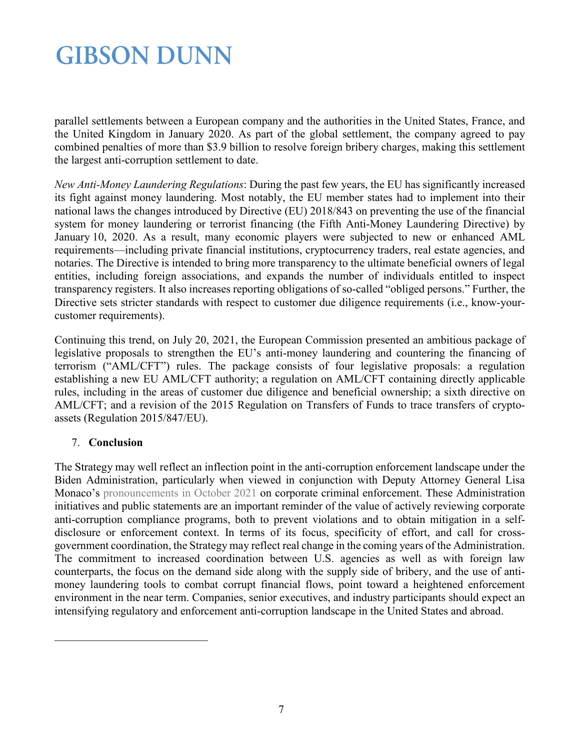parallel settlements between a European company and the authorities in the United States, France, and the United Kingdom in January 2020. As part of the global settlement, the company agreed to pay combined penalties of more than $3.9 billion to resolve foreign bribery charges, making this settlement the largest anti-corruption settlement to date.

*New Anti-Money Laundering Regulations*: During the past few years, the EU has significantly increased its fight against money laundering. Most notably, the EU member states had to implement into their national laws the changes introduced by Directive (EU) 2018/843 on preventing the use of the financial system for money laundering or terrorist financing (the Fifth Anti-Money Laundering Directive) by January 10, 2020. As a result, many economic players were subjected to new or enhanced AML requirements—including private financial institutions, cryptocurrency traders, real estate agencies, and notaries. The Directive is intended to bring more transparency to the ultimate beneficial owners of legal entities, including foreign associations, and expands the number of individuals entitled to inspect transparency registers. It also increases reporting obligations of so-called "obliged persons." Further, the Directive sets stricter standards with respect to customer due diligence requirements (i.e., know-your-customer requirements).

Continuing this trend, on July 20, 2021, the European Commission presented an ambitious package of legislative proposals to strengthen the EU's anti-money laundering and countering the financing of terrorism ("AML/CFT") rules. The package consists of four legislative proposals: a regulation establishing a new EU AML/CFT authority; a regulation on AML/CFT containing directly applicable rules, including in the areas of customer due diligence and beneficial ownership; a sixth directive on AML/CFT; and a revision of the 2015 Regulation on Transfers of Funds to trace transfers of crypto-assets (Regulation 2015/847/EU).

## 7. **Conclusion**

The Strategy may well reflect an inflection point in the anti-corruption enforcement landscape under the Biden Administration, particularly when viewed in conjunction with Deputy Attorney General Lisa Monaco's pronouncements in October 2021 on corporate criminal enforcement. These Administration initiatives and public statements are an important reminder of the value of actively reviewing corporate anti-corruption compliance programs, both to prevent violations and to obtain mitigation in a self-disclosure or enforcement context. In terms of its focus, specificity of effort, and call for cross-government coordination, the Strategy may reflect real change in the coming years of the Administration. The commitment to increased coordination between U.S. agencies as well as with foreign law counterparts, the focus on the demand side along with the supply side of bribery, and the use of anti-money laundering tools to combat corrupt financial flows, point toward a heightened enforcement environment in the near term. Companies, senior executives, and industry participants should expect an intensifying regulatory and enforcement anti-corruption landscape in the United States and abroad.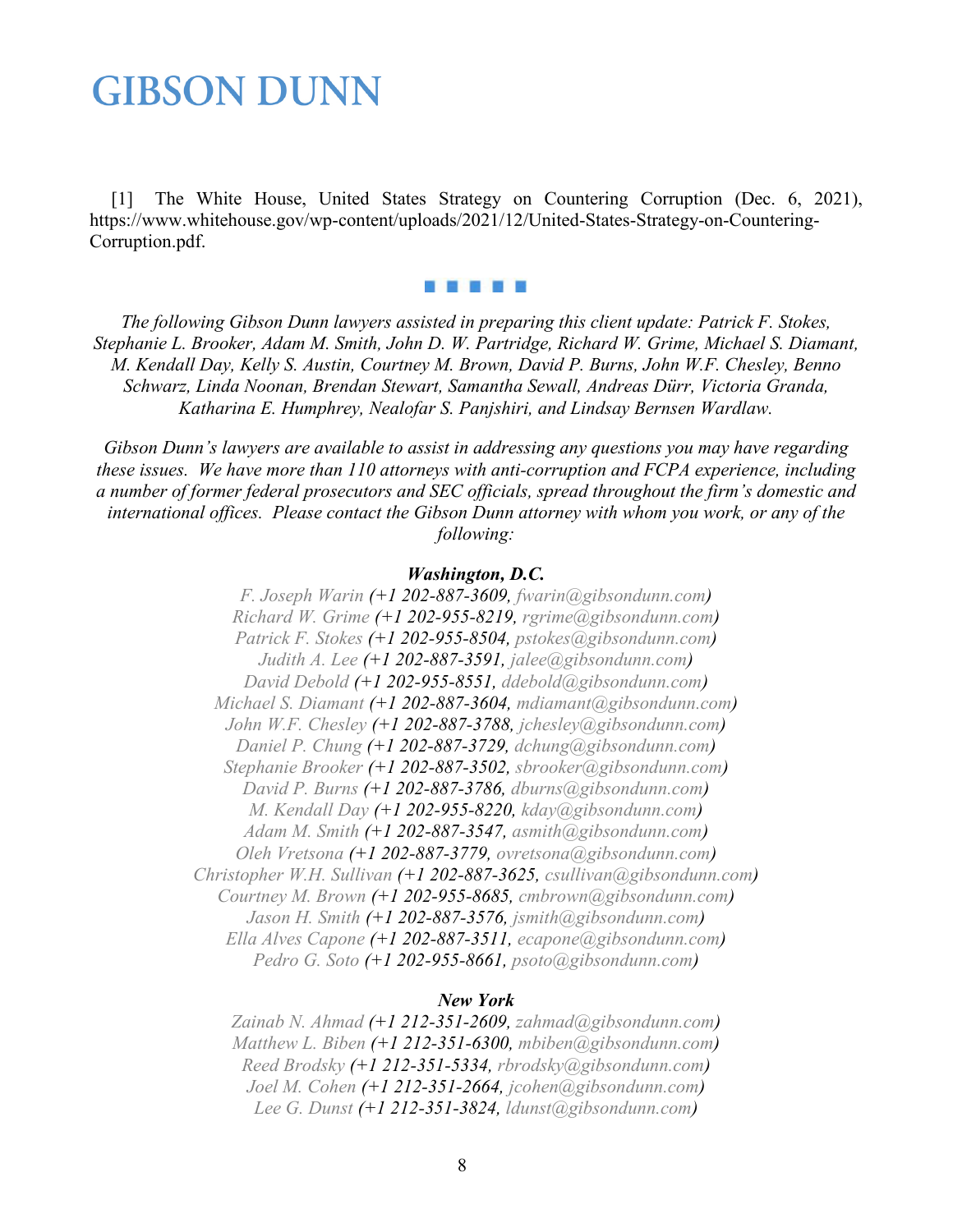[1] The White House, United States Strategy on Countering Corruption (Dec. 6, 2021), https://www.whitehouse.gov/wp-content/uploads/2021/12/United-States-Strategy-on-Countering-Corruption.pdf.

▪ ▪ ▪ ▪ ▪

*The following Gibson Dunn lawyers assisted in preparing this client update: Patrick F. Stokes, Stephanie L. Brooker, Adam M. Smith, John D. W. Partridge, Richard W. Grime, Michael S. Diamant, M. Kendall Day, Kelly S. Austin, Courtney M. Brown, David P. Burns, John W.F. Chesley, Benno Schwarz, Linda Noonan, Brendan Stewart, Samantha Sewall, Andreas Dürr, Victoria Granda, Katharina E. Humphrey, Nealofar S. Panjshiri, and Lindsay Bernsen Wardlaw.*

*Gibson Dunn's lawyers are available to assist in addressing any questions you may have regarding these issues. We have more than 110 attorneys with anti-corruption and FCPA experience, including a number of former federal prosecutors and SEC officials, spread throughout the firm's domestic and international offices. Please contact the Gibson Dunn attorney with whom you work, or any of the following:*

***Washington, D.C.***

*F. Joseph Warin (+1 202-887-3609, fwarin@gibsondunn.com)*
*Richard W. Grime (+1 202-955-8219, rgrime@gibsondunn.com)*
*Patrick F. Stokes (+1 202-955-8504, pstokes@gibsondunn.com)*
*Judith A. Lee (+1 202-887-3591, jalee@gibsondunn.com)*
*David Debold (+1 202-955-8551, ddebold@gibsondunn.com)*
*Michael S. Diamant (+1 202-887-3604, mdiamant@gibsondunn.com)*
*John W.F. Chesley (+1 202-887-3788, jchesley@gibsondunn.com)*
*Daniel P. Chung (+1 202-887-3729, dchung@gibsondunn.com)*
*Stephanie Brooker (+1 202-887-3502, sbrooker@gibsondunn.com)*
*David P. Burns (+1 202-887-3786, dburns@gibsondunn.com)*
*M. Kendall Day (+1 202-955-8220, kday@gibsondunn.com)*
*Adam M. Smith (+1 202-887-3547, asmith@gibsondunn.com)*
*Oleh Vretsona (+1 202-887-3779, ovretsona@gibsondunn.com)*
*Christopher W.H. Sullivan (+1 202-887-3625, csullivan@gibsondunn.com)*
*Courtney M. Brown (+1 202-955-8685, cmbrown@gibsondunn.com)*
*Jason H. Smith (+1 202-887-3576, jsmith@gibsondunn.com)*
*Ella Alves Capone (+1 202-887-3511, ecapone@gibsondunn.com)*
*Pedro G. Soto (+1 202-955-8661, psoto@gibsondunn.com)*

***New York***

*Zainab N. Ahmad (+1 212-351-2609, zahmad@gibsondunn.com)*
*Matthew L. Biben (+1 212-351-6300, mbiben@gibsondunn.com)*
*Reed Brodsky (+1 212-351-5334, rbrodsky@gibsondunn.com)*
*Joel M. Cohen (+1 212-351-2664, jcohen@gibsondunn.com)*
*Lee G. Dunst (+1 212-351-3824, ldunst@gibsondunn.com)*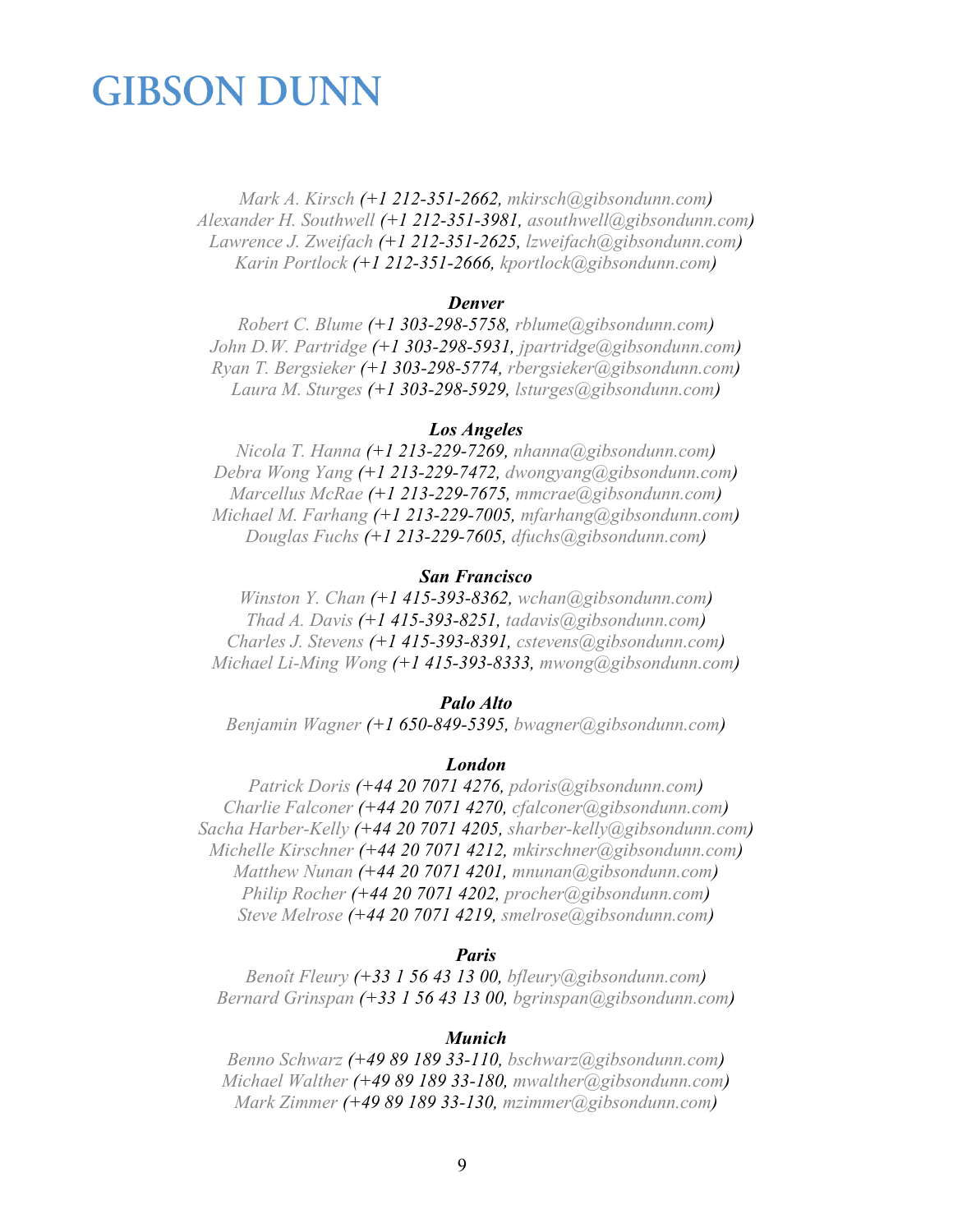*Mark A. Kirsch (+1 212-351-2662, mkirsch@gibsondunn.com)*
*Alexander H. Southwell (+1 212-351-3981, asouthwell@gibsondunn.com)*
*Lawrence J. Zweifach (+1 212-351-2625, lzweifach@gibsondunn.com)*
*Karin Portlock (+1 212-351-2666, kportlock@gibsondunn.com)*

***Denver***

*Robert C. Blume (+1 303-298-5758, rblume@gibsondunn.com)*
*John D.W. Partridge (+1 303-298-5931, jpartridge@gibsondunn.com)*
*Ryan T. Bergsieker (+1 303-298-5774, rbergsieker@gibsondunn.com)*
*Laura M. Sturges (+1 303-298-5929, lsturges@gibsondunn.com)*

***Los Angeles***

*Nicola T. Hanna (+1 213-229-7269, nhanna@gibsondunn.com)*
*Debra Wong Yang (+1 213-229-7472, dwongyang@gibsondunn.com)*
*Marcellus McRae (+1 213-229-7675, mmcrae@gibsondunn.com)*
*Michael M. Farhang (+1 213-229-7005, mfarhang@gibsondunn.com)*
*Douglas Fuchs (+1 213-229-7605, dfuchs@gibsondunn.com)*

***San Francisco***

*Winston Y. Chan (+1 415-393-8362, wchan@gibsondunn.com)*
*Thad A. Davis (+1 415-393-8251, tadavis@gibsondunn.com)*
*Charles J. Stevens (+1 415-393-8391, cstevens@gibsondunn.com)*
*Michael Li-Ming Wong (+1 415-393-8333, mwong@gibsondunn.com)*

***Palo Alto***

*Benjamin Wagner (+1 650-849-5395, bwagner@gibsondunn.com)*

***London***

*Patrick Doris (+44 20 7071 4276, pdoris@gibsondunn.com)*
*Charlie Falconer (+44 20 7071 4270, cfalconer@gibsondunn.com)*
*Sacha Harber-Kelly (+44 20 7071 4205, sharber-kelly@gibsondunn.com)*
*Michelle Kirschner (+44 20 7071 4212, mkirschner@gibsondunn.com)*
*Matthew Nunan (+44 20 7071 4201, mnunan@gibsondunn.com)*
*Philip Rocher (+44 20 7071 4202, procher@gibsondunn.com)*
*Steve Melrose (+44 20 7071 4219, smelrose@gibsondunn.com)*

***Paris***

*Benoît Fleury (+33 1 56 43 13 00, bfleury@gibsondunn.com)*
*Bernard Grinspan (+33 1 56 43 13 00, bgrinspan@gibsondunn.com)*

***Munich***

*Benno Schwarz (+49 89 189 33-110, bschwarz@gibsondunn.com)*
*Michael Walther (+49 89 189 33-180, mwalther@gibsondunn.com)*
*Mark Zimmer (+49 89 189 33-130, mzimmer@gibsondunn.com)*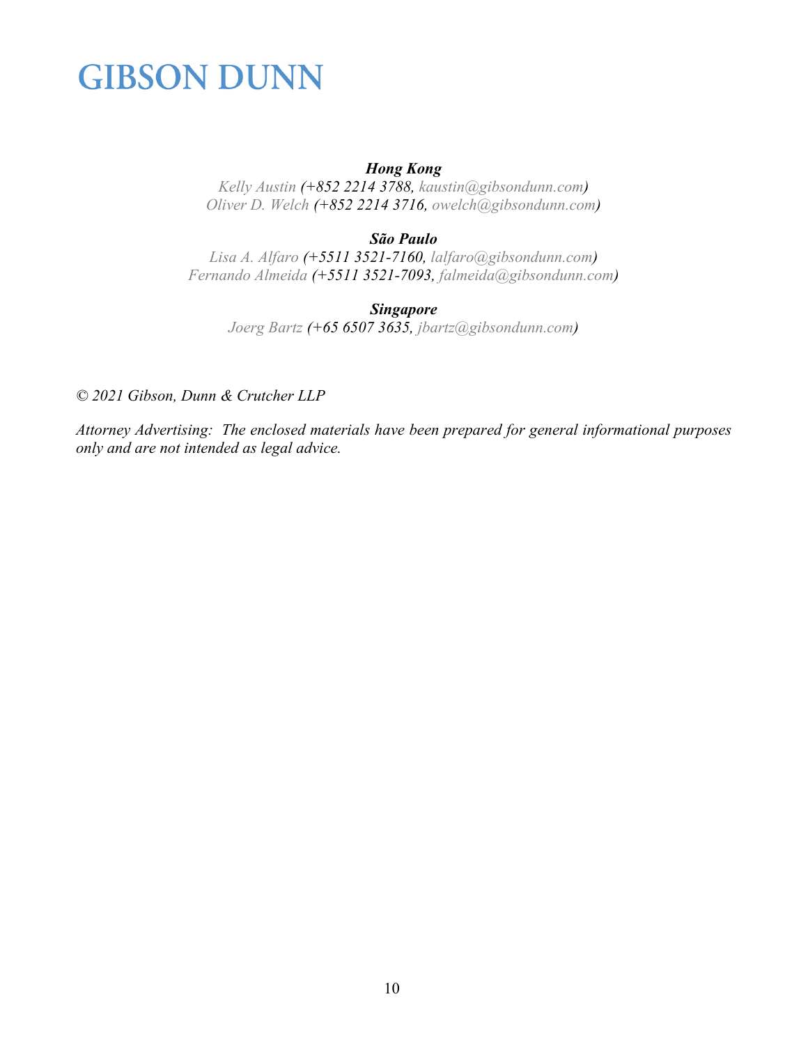**GIBSON DUNN**

***Hong Kong***
*Kelly Austin (+852 2214 3788, kaustin@gibsondunn.com)*
*Oliver D. Welch (+852 2214 3716, owelch@gibsondunn.com)*

***São Paulo***
*Lisa A. Alfaro (+5511 3521-7160, lalfaro@gibsondunn.com)*
*Fernando Almeida (+5511 3521-7093, falmeida@gibsondunn.com)*

***Singapore***
*Joerg Bartz (+65 6507 3635, jbartz@gibsondunn.com)*

*© 2021 Gibson, Dunn & Crutcher LLP*

*Attorney Advertising: The enclosed materials have been prepared for general informational purposes only and are not intended as legal advice.*